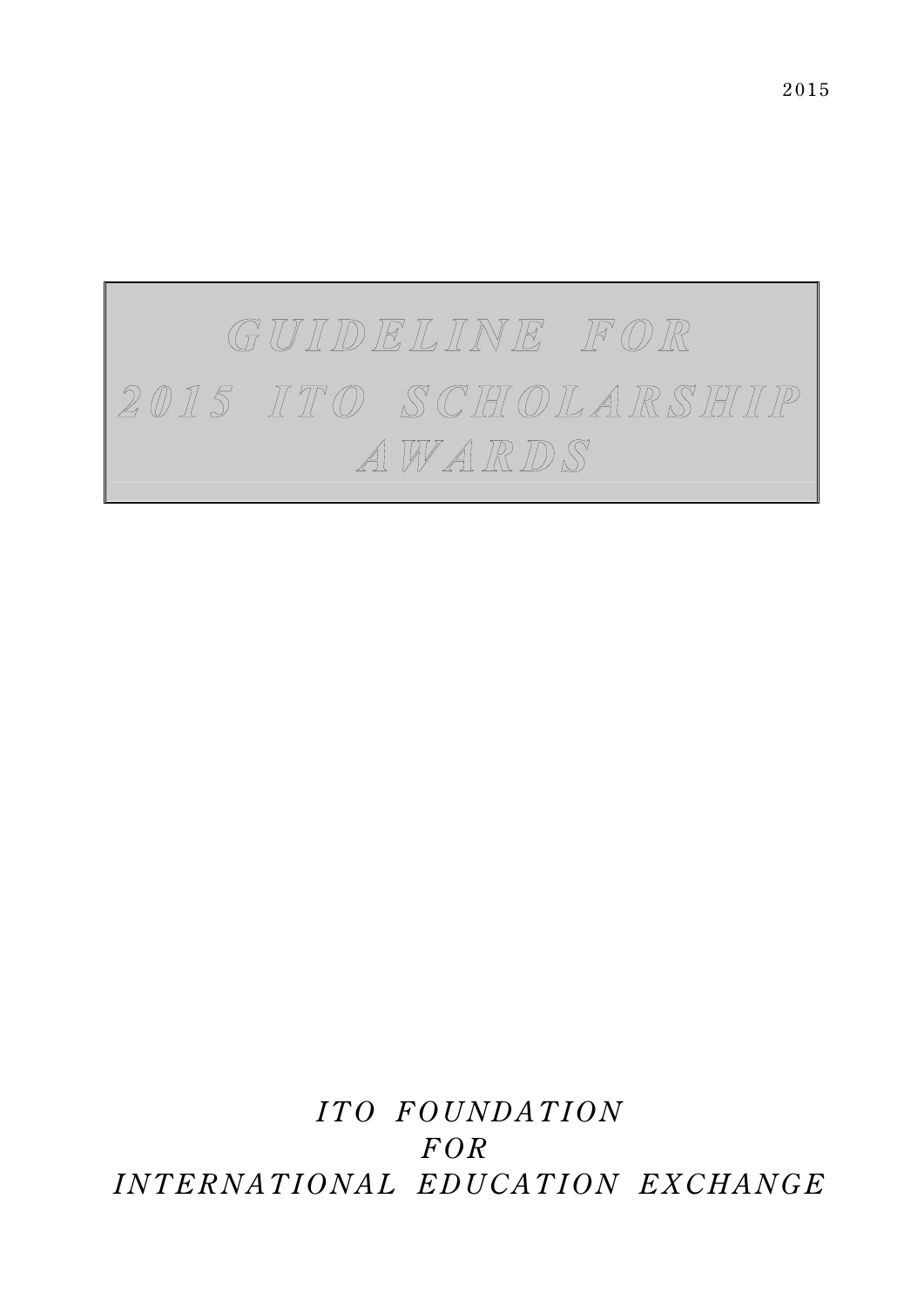2015

# GUIDELINE FOR 2015 ITO SCHOLARSHIP AWARDS

*ITO FOUNDATION FOR INTERNATIONAL EDUCATION EXCHANGE*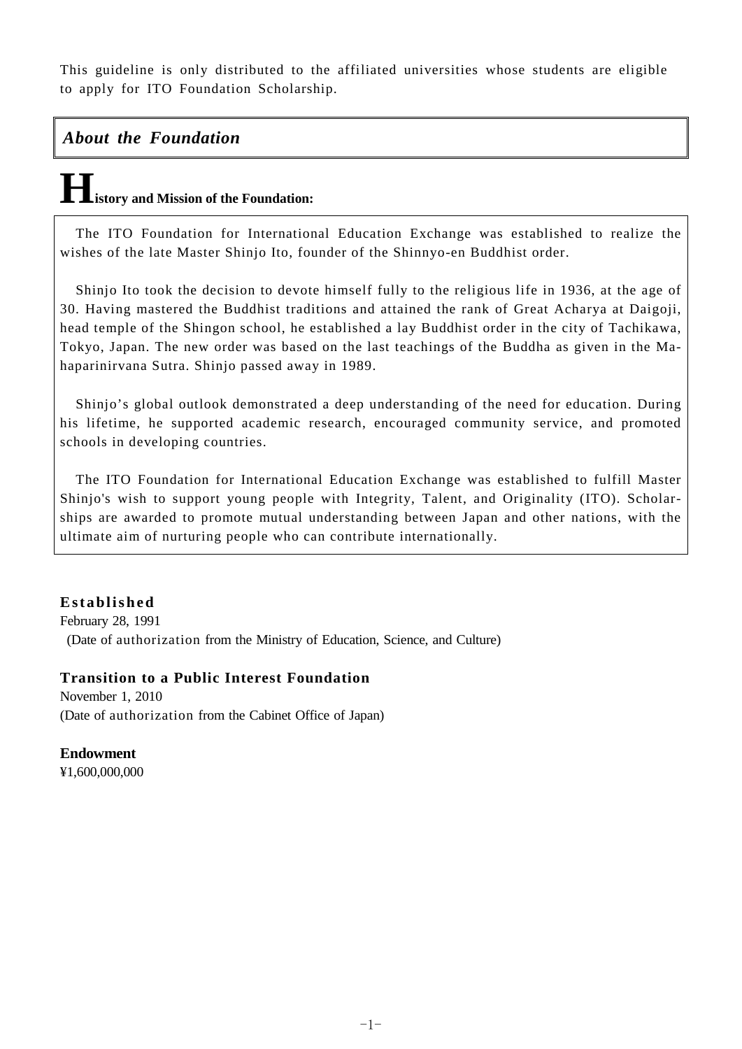This guideline is only distributed to the affiliated universities whose students are eligible to apply for ITO Foundation Scholarship.

## *About the Foundation*

### History and Mission of the Foundation:

The ITO Foundation for International Education Exchange was established to realize the wishes of the late Master Shinjo Ito, founder of the Shinnyo-en Buddhist order.

Shinjo Ito took the decision to devote himself fully to the religious life in 1936, at the age of 30. Having mastered the Buddhist traditions and attained the rank of Great Acharya at Daigoji, head temple of the Shingon school, he established a lay Buddhist order in the city of Tachikawa, Tokyo, Japan. The new order was based on the last teachings of the Buddha as given in the Mahaparinirvana Sutra. Shinjo passed away in 1989.

Shinjo's global outlook demonstrated a deep understanding of the need for education. During his lifetime, he supported academic research, encouraged community service, and promoted schools in developing countries.

The ITO Foundation for International Education Exchange was established to fulfill Master Shinjo's wish to support young people with Integrity, Talent, and Originality (ITO). Scholarships are awarded to promote mutual understanding between Japan and other nations, with the ultimate aim of nurturing people who can contribute internationally.

**Established**
February 28, 1991
(Date of authorization from the Ministry of Education, Science, and Culture)

**Transition to a Public Interest Foundation**
November 1, 2010
(Date of authorization from the Cabinet Office of Japan)

**Endowment**
¥1,600,000,000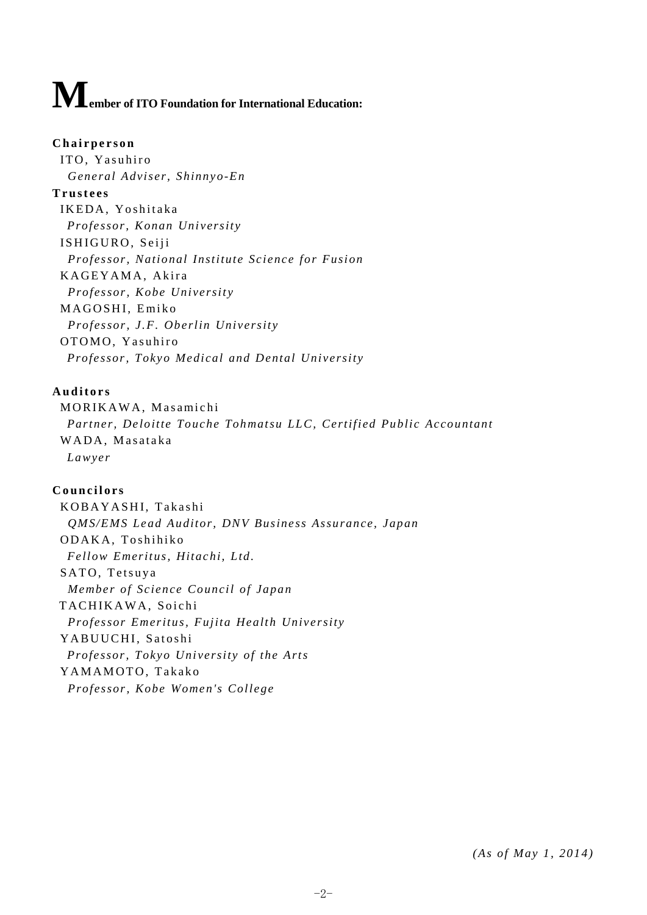# Member of ITO Foundation for International Education:

**Chairperson**

ITO, Yasuhiro
*General Adviser, Shinnyo-En*

**Trustees**

IKEDA, Yoshitaka
*Professor, Konan University*

ISHIGURO, Seiji
*Professor, National Institute Science for Fusion*

KAGEYAMA, Akira
*Professor, Kobe University*

MAGOSHI, Emiko
*Professor, J.F. Oberlin University*

OTOMO, Yasuhiro
*Professor, Tokyo Medical and Dental University*

**Auditors**

MORIKAWA, Masamichi
*Partner, Deloitte Touche Tohmatsu LLC, Certified Public Accountant*

WADA, Masataka
*Lawyer*

**Councilors**

KOBAYASHI, Takashi
*QMS/EMS Lead Auditor, DNV Business Assurance, Japan*

ODAKA, Toshihiko
*Fellow Emeritus, Hitachi, Ltd.*

SATO, Tetsuya
*Member of Science Council of Japan*

TACHIKAWA, Soichi
*Professor Emeritus, Fujita Health University*

YABUUCHI, Satoshi
*Professor, Tokyo University of the Arts*

YAMAMOTO, Takako
*Professor, Kobe Women's College*

*(As of May 1, 2014)*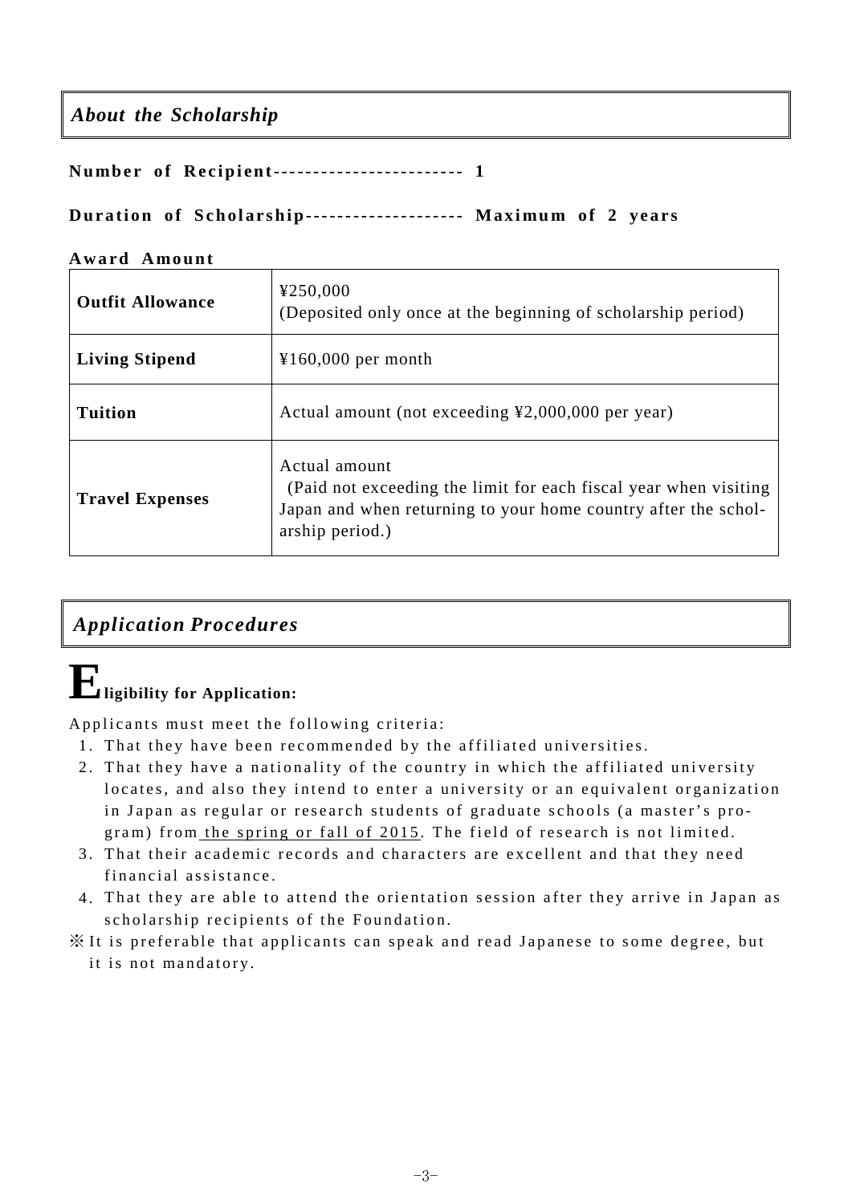## *About the Scholarship*

**Number of Recipient------------------------ 1**

**Duration of Scholarship-------------------- Maximum of 2 years**

**Award Amount**

| | |
|---|---|
| **Outfit Allowance** | ¥250,000<br>(Deposited only once at the beginning of scholarship period) |
| **Living Stipend** | ¥160,000 per month |
| **Tuition** | Actual amount (not exceeding ¥2,000,000 per year) |
| **Travel Expenses** | Actual amount<br>(Paid not exceeding the limit for each fiscal year when visiting Japan and when returning to your home country after the scholarship period.) |

## *Application Procedures*

### **Eligibility for Application:**

Applicants must meet the following criteria:

1. That they have been recommended by the affiliated universities.
2. That they have a nationality of the country in which the affiliated university locates, and also they intend to enter a university or an equivalent organization in Japan as regular or research students of graduate schools (a master's program) from <u>the spring or fall of 2015</u>. The field of research is not limited.
3. That their academic records and characters are excellent and that they need financial assistance.
4. That they are able to attend the orientation session after they arrive in Japan as scholarship recipients of the Foundation.

※ It is preferable that applicants can speak and read Japanese to some degree, but it is not mandatory.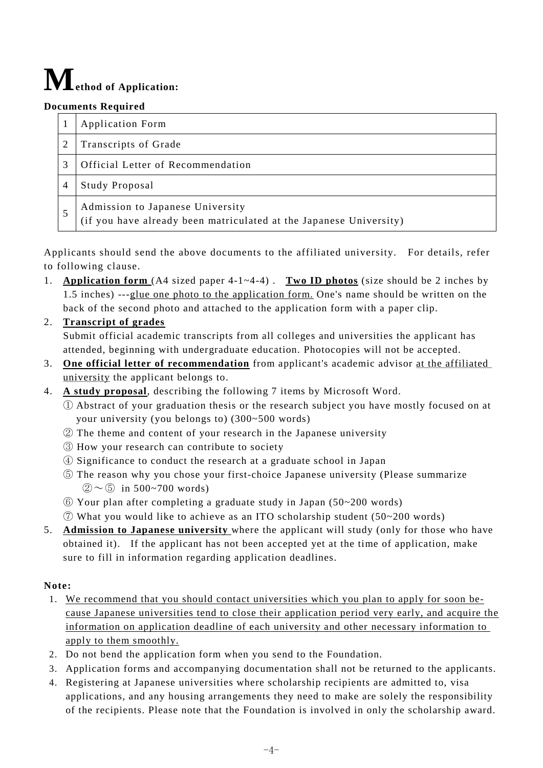# Method of Application:

**Documents Required**

| | |
|---|---|
| 1 | Application Form |
| 2 | Transcripts of Grade |
| 3 | Official Letter of Recommendation |
| 4 | Study Proposal |
| 5 | Admission to Japanese University<br>(if you have already been matriculated at the Japanese University) |

Applicants should send the above documents to the affiliated university. For details, refer to following clause.

1. **Application form** (A4 sized paper 4-1~4-4) . **Two ID photos** (size should be 2 inches by 1.5 inches) ---glue one photo to the application form. One's name should be written on the back of the second photo and attached to the application form with a paper clip.
2. **Transcript of grades**
   Submit official academic transcripts from all colleges and universities the applicant has attended, beginning with undergraduate education. Photocopies will not be accepted.
3. **One official letter of recommendation** from applicant's academic advisor at the affiliated university the applicant belongs to.
4. **A study proposal**, describing the following 7 items by Microsoft Word.
   ① Abstract of your graduation thesis or the research subject you have mostly focused on at your university (you belongs to) (300~500 words)
   ② The theme and content of your research in the Japanese university
   ③ How your research can contribute to society
   ④ Significance to conduct the research at a graduate school in Japan
   ⑤ The reason why you chose your first-choice Japanese university (Please summarize ②～⑤ in 500~700 words)
   ⑥ Your plan after completing a graduate study in Japan (50~200 words)
   ⑦ What you would like to achieve as an ITO scholarship student (50~200 words)
5. **Admission to Japanese university** where the applicant will study (only for those who have obtained it). If the applicant has not been accepted yet at the time of application, make sure to fill in information regarding application deadlines.

**Note:**

1. We recommend that you should contact universities which you plan to apply for soon because Japanese universities tend to close their application period very early, and acquire the information on application deadline of each university and other necessary information to apply to them smoothly.
2. Do not bend the application form when you send to the Foundation.
3. Application forms and accompanying documentation shall not be returned to the applicants.
4. Registering at Japanese universities where scholarship recipients are admitted to, visa applications, and any housing arrangements they need to make are solely the responsibility of the recipients. Please note that the Foundation is involved in only the scholarship award.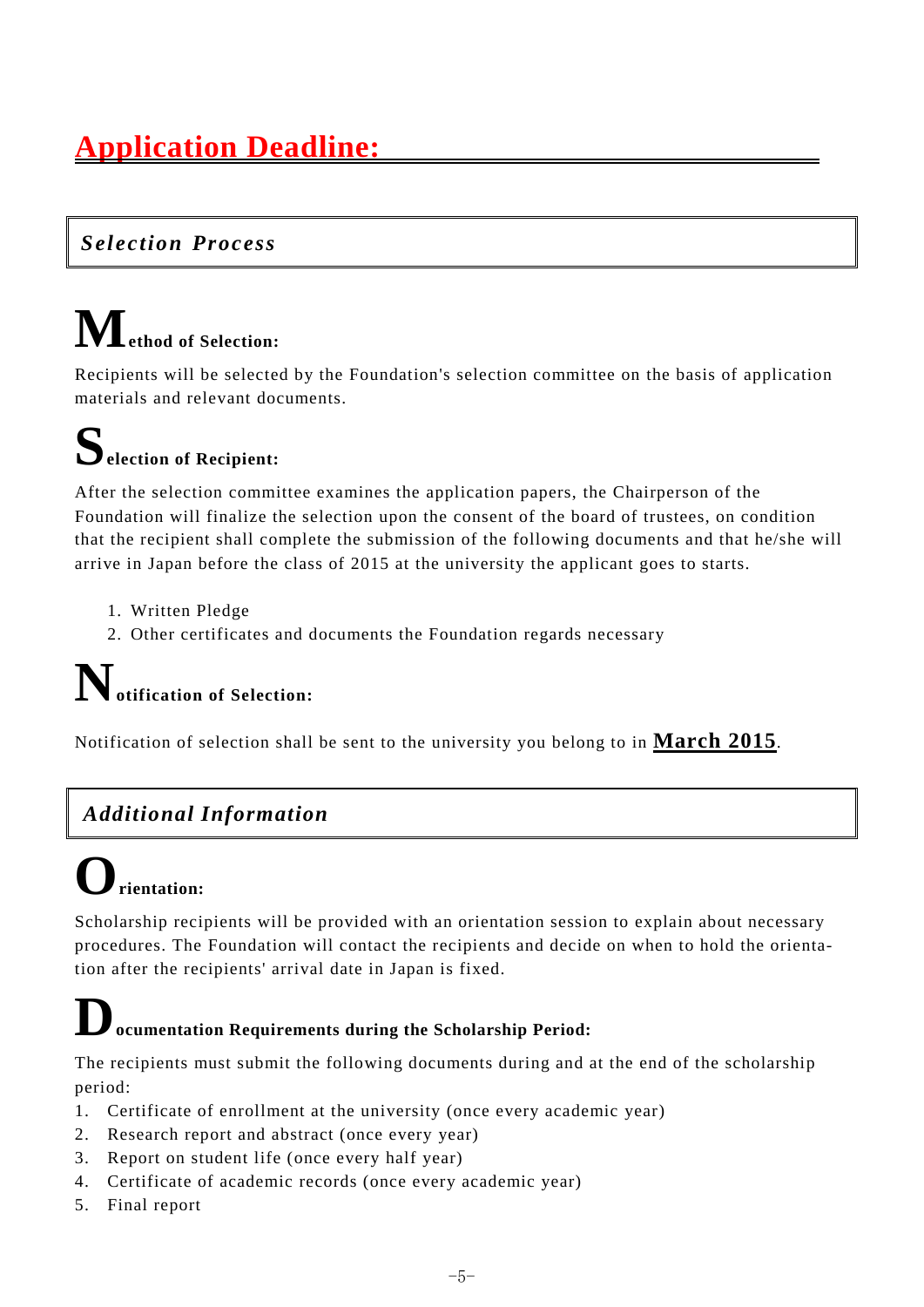# Application Deadline:

## *Selection Process*

### Method of Selection:

Recipients will be selected by the Foundation's selection committee on the basis of application materials and relevant documents.

### Selection of Recipient:

After the selection committee examines the application papers, the Chairperson of the Foundation will finalize the selection upon the consent of the board of trustees, on condition that the recipient shall complete the submission of the following documents and that he/she will arrive in Japan before the class of 2015 at the university the applicant goes to starts.

1. Written Pledge
2. Other certificates and documents the Foundation regards necessary

### Notification of Selection:

Notification of selection shall be sent to the university you belong to in **March 2015**.

## *Additional Information*

### Orientation:

Scholarship recipients will be provided with an orientation session to explain about necessary procedures. The Foundation will contact the recipients and decide on when to hold the orientation after the recipients' arrival date in Japan is fixed.

### Documentation Requirements during the Scholarship Period:

The recipients must submit the following documents during and at the end of the scholarship period:

1. Certificate of enrollment at the university (once every academic year)
2. Research report and abstract (once every year)
3. Report on student life (once every half year)
4. Certificate of academic records (once every academic year)
5. Final report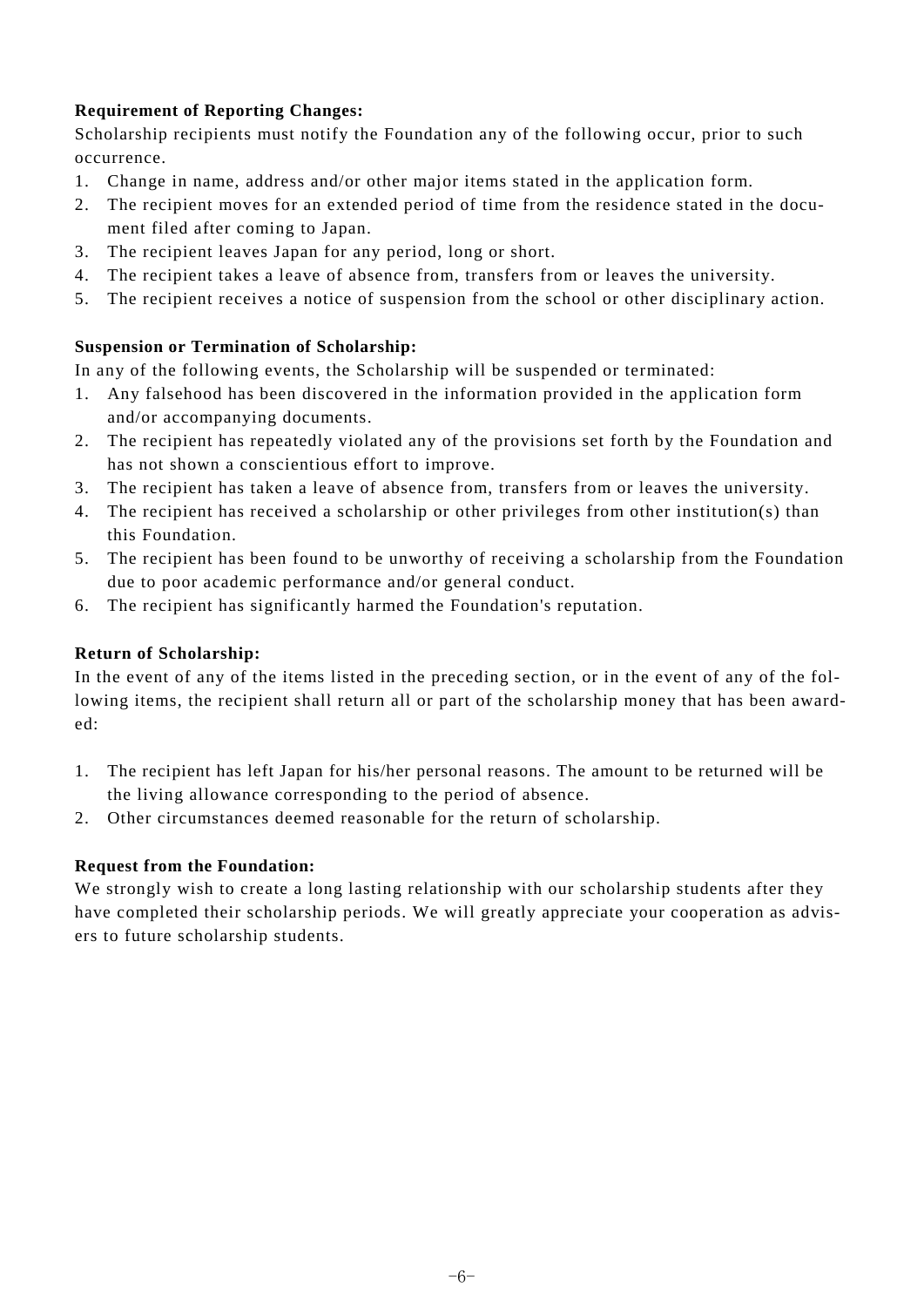**Requirement of Reporting Changes:**

Scholarship recipients must notify the Foundation any of the following occur, prior to such occurrence.

1. Change in name, address and/or other major items stated in the application form.
2. The recipient moves for an extended period of time from the residence stated in the document filed after coming to Japan.
3. The recipient leaves Japan for any period, long or short.
4. The recipient takes a leave of absence from, transfers from or leaves the university.
5. The recipient receives a notice of suspension from the school or other disciplinary action.

**Suspension or Termination of Scholarship:**

In any of the following events, the Scholarship will be suspended or terminated:

1. Any falsehood has been discovered in the information provided in the application form and/or accompanying documents.
2. The recipient has repeatedly violated any of the provisions set forth by the Foundation and has not shown a conscientious effort to improve.
3. The recipient has taken a leave of absence from, transfers from or leaves the university.
4. The recipient has received a scholarship or other privileges from other institution(s) than this Foundation.
5. The recipient has been found to be unworthy of receiving a scholarship from the Foundation due to poor academic performance and/or general conduct.
6. The recipient has significantly harmed the Foundation's reputation.

**Return of Scholarship:**

In the event of any of the items listed in the preceding section, or in the event of any of the following items, the recipient shall return all or part of the scholarship money that has been awarded:

1. The recipient has left Japan for his/her personal reasons. The amount to be returned will be the living allowance corresponding to the period of absence.
2. Other circumstances deemed reasonable for the return of scholarship.

**Request from the Foundation:**

We strongly wish to create a long lasting relationship with our scholarship students after they have completed their scholarship periods. We will greatly appreciate your cooperation as advisers to future scholarship students.